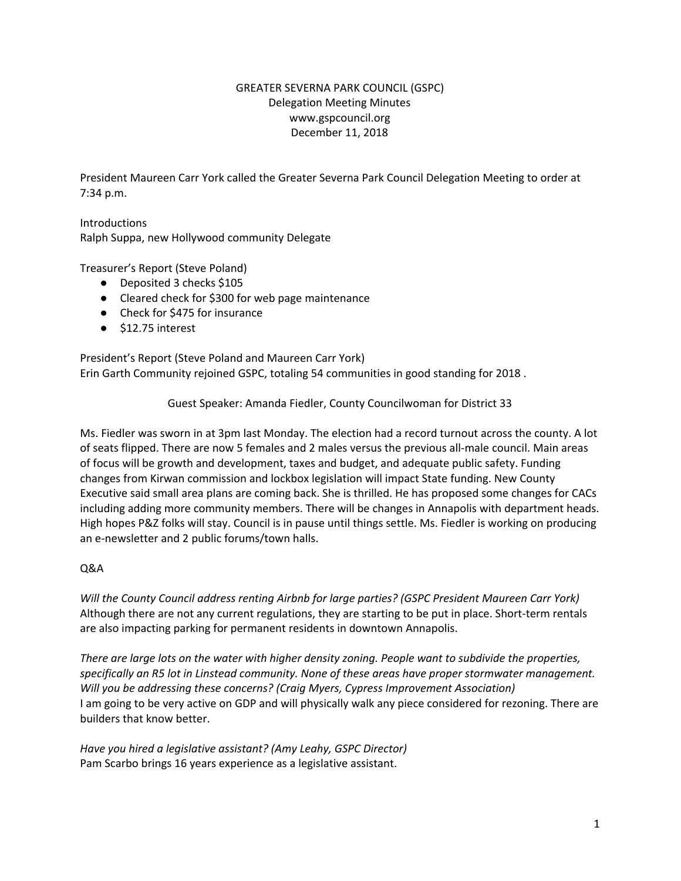# GREATER SEVERNA PARK COUNCIL (GSPC)

Delegation Meeting Minutes

www.gspcouncil.org

December 11, 2018

President Maureen Carr York called the Greater Severna Park Council Delegation Meeting to order at 7:34 p.m.

Introductions

Ralph Suppa, new Hollywood community Delegate

Treasurer's Report (Steve Poland)

- Deposited 3 checks $105
- Cleared check for $300 for web page maintenance
- Check for $475 for insurance
- $12.75 interest

President's Report (Steve Poland and Maureen Carr York)

Erin Garth Community rejoined GSPC, totaling 54 communities in good standing for 2018 .

Guest Speaker: Amanda Fiedler, County Councilwoman for District 33

Ms. Fiedler was sworn in at 3pm last Monday. The election had a record turnout across the county. A lot of seats flipped. There are now 5 females and 2 males versus the previous all-male council. Main areas of focus will be growth and development, taxes and budget, and adequate public safety. Funding changes from Kirwan commission and lockbox legislation will impact State funding. New County Executive said small area plans are coming back. She is thrilled. He has proposed some changes for CACs including adding more community members. There will be changes in Annapolis with department heads. High hopes P&Z folks will stay. Council is in pause until things settle. Ms. Fiedler is working on producing an e-newsletter and 2 public forums/town halls.

Q&A

*Will the County Council address renting Airbnb for large parties? (GSPC President Maureen Carr York)*

Although there are not any current regulations, they are starting to be put in place. Short-term rentals are also impacting parking for permanent residents in downtown Annapolis.

*There are large lots on the water with higher density zoning. People want to subdivide the properties, specifically an R5 lot in Linstead community. None of these areas have proper stormwater management. Will you be addressing these concerns? (Craig Myers, Cypress Improvement Association)*

I am going to be very active on GDP and will physically walk any piece considered for rezoning. There are builders that know better.

*Have you hired a legislative assistant? (Amy Leahy, GSPC Director)*

Pam Scarbo brings 16 years experience as a legislative assistant.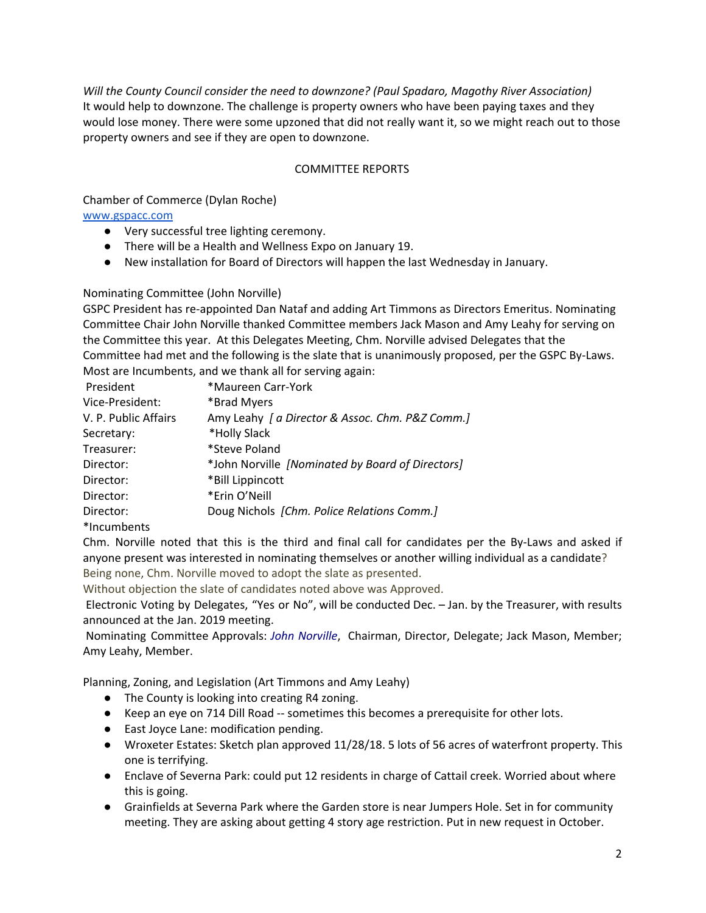*Will the County Council consider the need to downzone? (Paul Spadaro, Magothy River Association)*
It would help to downzone. The challenge is property owners who have been paying taxes and they would lose money. There were some upzoned that did not really want it, so we might reach out to those property owners and see if they are open to downzone.

COMMITTEE REPORTS

Chamber of Commerce (Dylan Roche)
[www.gspacc.com](http://www.gspacc.com)

- Very successful tree lighting ceremony.
- There will be a Health and Wellness Expo on January 19.
- New installation for Board of Directors will happen the last Wednesday in January.

Nominating Committee (John Norville)
GSPC President has re-appointed Dan Nataf and adding Art Timmons as Directors Emeritus. Nominating Committee Chair John Norville thanked Committee members Jack Mason and Amy Leahy for serving on the Committee this year. At this Delegates Meeting, Chm. Norville advised Delegates that the Committee had met and the following is the slate that is unanimously proposed, per the GSPC By-Laws. Most are Incumbents, and we thank all for serving again:

| | |
|---|---|
| President | *Maureen Carr-York |
| Vice-President: | *Brad Myers |
| V. P. Public Affairs | Amy Leahy *[ a Director & Assoc. Chm. P&Z Comm.]* |
| Secretary: | *Holly Slack |
| Treasurer: | *Steve Poland |
| Director: | *John Norville *[Nominated by Board of Directors]* |
| Director: | *Bill Lippincott |
| Director: | *Erin O'Neill |
| Director: | Doug Nichols *[Chm. Police Relations Comm.]* |

*Incumbents

Chm. Norville noted that this is the third and final call for candidates per the By-Laws and asked if anyone present was interested in nominating themselves or another willing individual as a candidate? Being none, Chm. Norville moved to adopt the slate as presented.
Without objection the slate of candidates noted above was Approved.
Electronic Voting by Delegates, "Yes or No", will be conducted Dec. – Jan. by the Treasurer, with results announced at the Jan. 2019 meeting.
Nominating Committee Approvals: *John Norville*, Chairman, Director, Delegate; Jack Mason, Member; Amy Leahy, Member.

Planning, Zoning, and Legislation (Art Timmons and Amy Leahy)

- The County is looking into creating R4 zoning.
- Keep an eye on 714 Dill Road -- sometimes this becomes a prerequisite for other lots.
- East Joyce Lane: modification pending.
- Wroxeter Estates: Sketch plan approved 11/28/18. 5 lots of 56 acres of waterfront property. This one is terrifying.
- Enclave of Severna Park: could put 12 residents in charge of Cattail creek. Worried about where this is going.
- Grainfields at Severna Park where the Garden store is near Jumpers Hole. Set in for community meeting. They are asking about getting 4 story age restriction. Put in new request in October.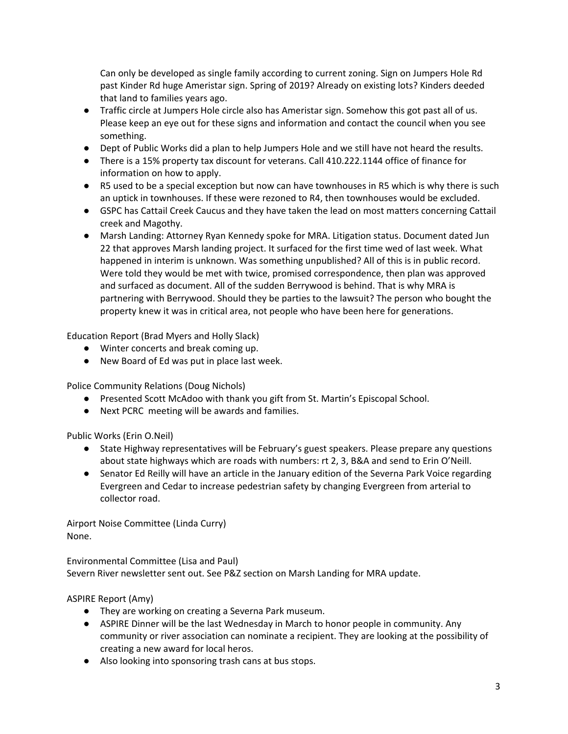Can only be developed as single family according to current zoning. Sign on Jumpers Hole Rd past Kinder Rd huge Ameristar sign. Spring of 2019? Already on existing lots? Kinders deeded that land to families years ago.

- Traffic circle at Jumpers Hole circle also has Ameristar sign. Somehow this got past all of us. Please keep an eye out for these signs and information and contact the council when you see something.
- Dept of Public Works did a plan to help Jumpers Hole and we still have not heard the results.
- There is a 15% property tax discount for veterans. Call 410.222.1144 office of finance for information on how to apply.
- R5 used to be a special exception but now can have townhouses in R5 which is why there is such an uptick in townhouses. If these were rezoned to R4, then townhouses would be excluded.
- GSPC has Cattail Creek Caucus and they have taken the lead on most matters concerning Cattail creek and Magothy.
- Marsh Landing: Attorney Ryan Kennedy spoke for MRA. Litigation status. Document dated Jun 22 that approves Marsh landing project. It surfaced for the first time wed of last week. What happened in interim is unknown. Was something unpublished? All of this is in public record. Were told they would be met with twice, promised correspondence, then plan was approved and surfaced as document. All of the sudden Berrywood is behind. That is why MRA is partnering with Berrywood. Should they be parties to the lawsuit? The person who bought the property knew it was in critical area, not people who have been here for generations.

Education Report (Brad Myers and Holly Slack)

- Winter concerts and break coming up.
- New Board of Ed was put in place last week.

Police Community Relations (Doug Nichols)

- Presented Scott McAdoo with thank you gift from St. Martin's Episcopal School.
- Next PCRC meeting will be awards and families.

Public Works (Erin O.Neil)

- State Highway representatives will be February's guest speakers. Please prepare any questions about state highways which are roads with numbers: rt 2, 3, B&A and send to Erin O'Neill.
- Senator Ed Reilly will have an article in the January edition of the Severna Park Voice regarding Evergreen and Cedar to increase pedestrian safety by changing Evergreen from arterial to collector road.

Airport Noise Committee (Linda Curry)
None.

Environmental Committee (Lisa and Paul)
Severn River newsletter sent out. See P&Z section on Marsh Landing for MRA update.

ASPIRE Report (Amy)

- They are working on creating a Severna Park museum.
- ASPIRE Dinner will be the last Wednesday in March to honor people in community. Any community or river association can nominate a recipient. They are looking at the possibility of creating a new award for local heros.
- Also looking into sponsoring trash cans at bus stops.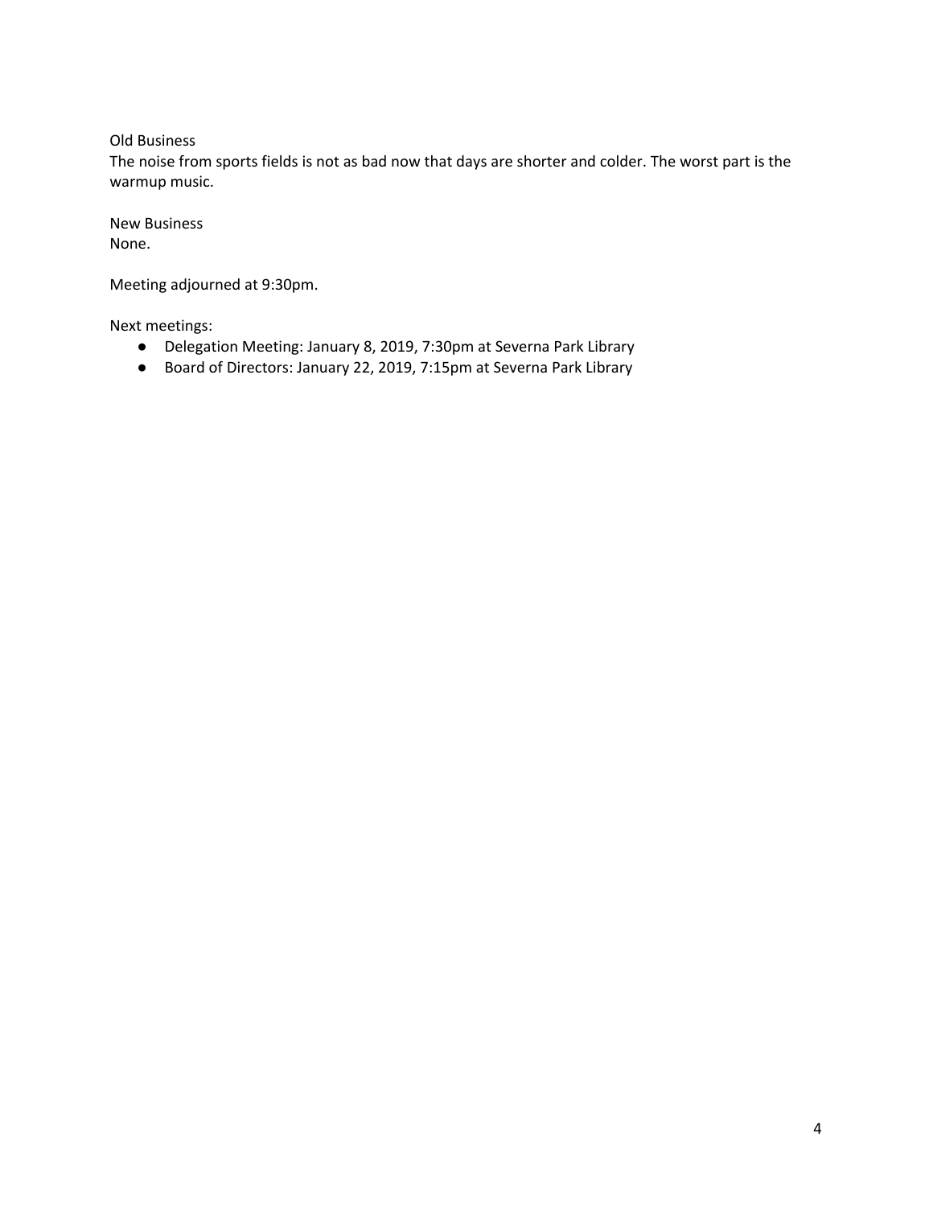Old Business
The noise from sports fields is not as bad now that days are shorter and colder. The worst part is the warmup music.

New Business
None.

Meeting adjourned at 9:30pm.

Next meetings:

- Delegation Meeting: January 8, 2019, 7:30pm at Severna Park Library
- Board of Directors: January 22, 2019, 7:15pm at Severna Park Library